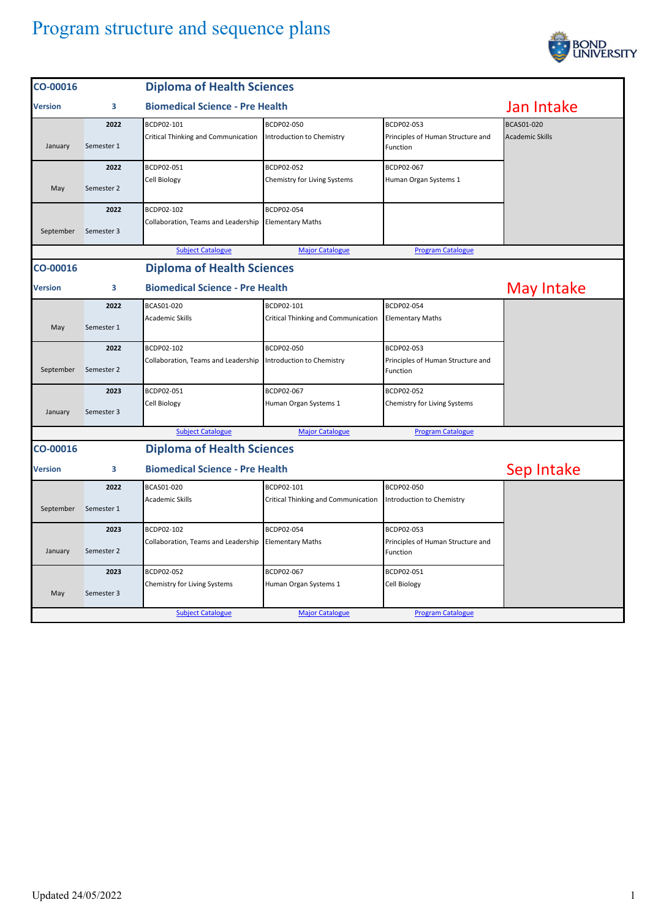# Program structure and sequence plans

## CO-00016 Diploma of Health Sciences

**Version 3 — Biomedical Science - Pre Health — Jan Intake**

| Month | Semester | Year | Subject 1 | Subject 2 | Subject 3 | Subject 4 |
|---|---|---|---|---|---|---|
| January | Semester 1 | 2022 | BCDP02-101 Critical Thinking and Communication | BCDP02-050 Introduction to Chemistry | BCDP02-053 Principles of Human Structure and Function | BCAS01-020 Academic Skills |
| May | Semester 2 | 2022 | BCDP02-051 Cell Biology | BCDP02-052 Chemistry for Living Systems | BCDP02-067 Human Organ Systems 1 | |
| September | Semester 3 | 2022 | BCDP02-102 Collaboration, Teams and Leadership | BCDP02-054 Elementary Maths | | |

Subject Catalogue | Major Catalogue | Program Catalogue

## CO-00016 Diploma of Health Sciences

**Version 3 — Biomedical Science - Pre Health — May Intake**

| Month | Semester | Year | Subject 1 | Subject 2 | Subject 3 |
|---|---|---|---|---|---|
| May | Semester 1 | 2022 | BCAS01-020 Academic Skills | BCDP02-101 Critical Thinking and Communication | BCDP02-054 Elementary Maths |
| September | Semester 2 | 2022 | BCDP02-102 Collaboration, Teams and Leadership | BCDP02-050 Introduction to Chemistry | BCDP02-053 Principles of Human Structure and Function |
| January | Semester 3 | 2023 | BCDP02-051 Cell Biology | BCDP02-067 Human Organ Systems 1 | BCDP02-052 Chemistry for Living Systems |

Subject Catalogue | Major Catalogue | Program Catalogue

## CO-00016 Diploma of Health Sciences

**Version 3 — Biomedical Science - Pre Health — Sep Intake**

| Month | Semester | Year | Subject 1 | Subject 2 | Subject 3 |
|---|---|---|---|---|---|
| September | Semester 1 | 2022 | BCAS01-020 Academic Skills | BCDP02-101 Critical Thinking and Communication | BCDP02-050 Introduction to Chemistry |
| January | Semester 2 | 2023 | BCDP02-102 Collaboration, Teams and Leadership | BCDP02-054 Elementary Maths | BCDP02-053 Principles of Human Structure and Function |
| May | Semester 3 | 2023 | BCDP02-052 Chemistry for Living Systems | BCDP02-067 Human Organ Systems 1 | BCDP02-051 Cell Biology |

Subject Catalogue | Major Catalogue | Program Catalogue

Updated 24/05/2022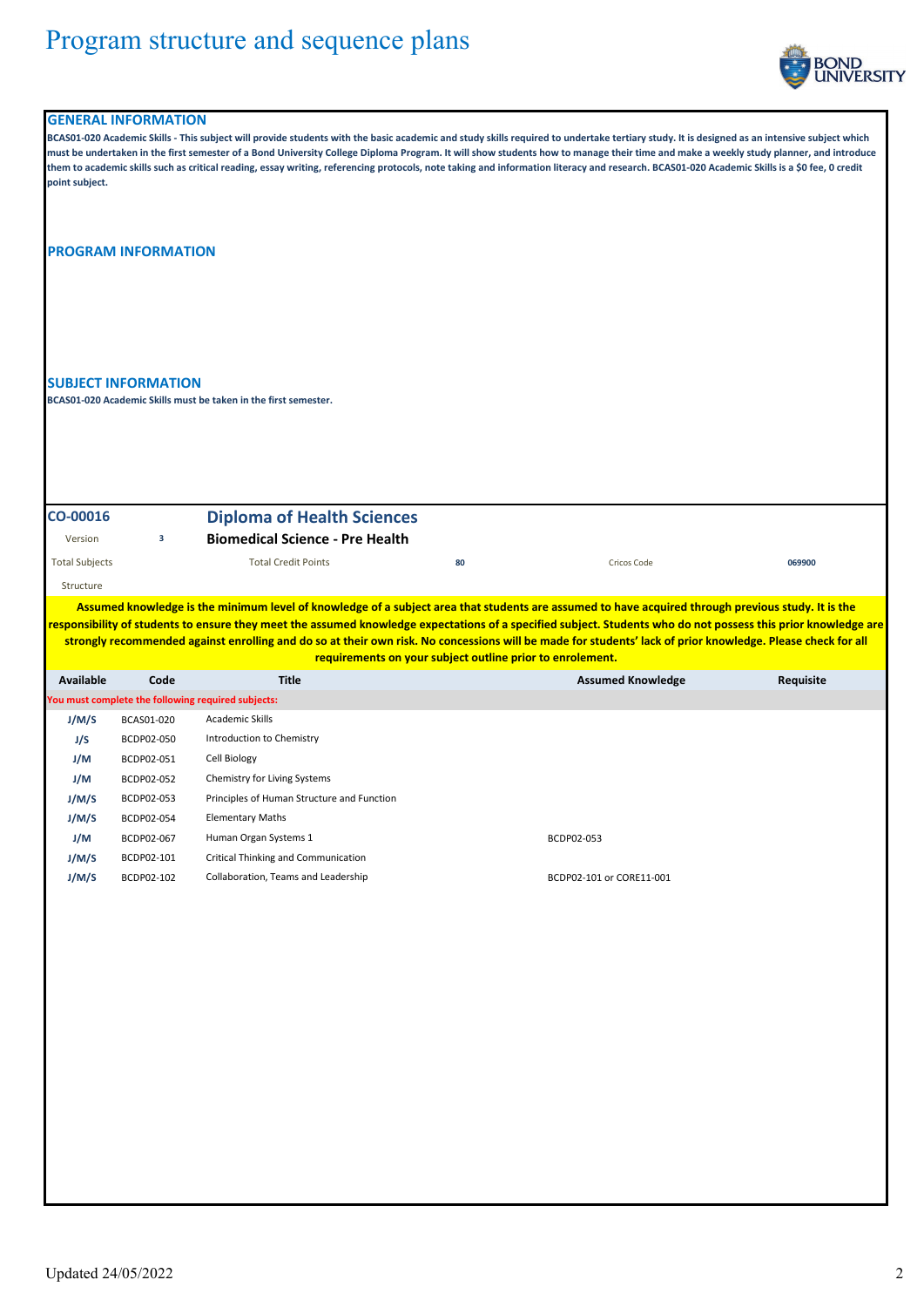# Program structure and sequence plans

## GENERAL INFORMATION

**BCAS01-020 Academic Skills - This subject will provide students with the basic academic and study skills required to undertake tertiary study. It is designed as an intensive subject which must be undertaken in the first semester of a Bond University College Diploma Program. It will show students how to manage their time and make a weekly study planner, and introduce them to academic skills such as critical reading, essay writing, referencing protocols, note taking and information literacy and research. BCAS01-020 Academic Skills is a $0 fee, 0 credit point subject.**

## PROGRAM INFORMATION

## SUBJECT INFORMATION

**BCAS01-020 Academic Skills must be taken in the first semester.**

## CO-00016 Diploma of Health Sciences

**Biomedical Science - Pre Health**

Version: 3

Total Subjects

Total Credit Points: 80

Cricos Code: 069900

Structure

**Assumed knowledge is the minimum level of knowledge of a subject area that students are assumed to have acquired through previous study. It is the responsibility of students to ensure they meet the assumed knowledge expectations of a specified subject. Students who do not possess this prior knowledge are strongly recommended against enrolling and do so at their own risk. No concessions will be made for students' lack of prior knowledge. Please check for all requirements on your subject outline prior to enrolement.**

| Available | Code | Title | Assumed Knowledge | Requisite |
|---|---|---|---|---|
| **You must complete the following required subjects:** | | | | |
| J/M/S | BCAS01-020 | Academic Skills | | |
| J/S | BCDP02-050 | Introduction to Chemistry | | |
| J/M | BCDP02-051 | Cell Biology | | |
| J/M | BCDP02-052 | Chemistry for Living Systems | | |
| J/M/S | BCDP02-053 | Principles of Human Structure and Function | | |
| J/M/S | BCDP02-054 | Elementary Maths | | |
| J/M | BCDP02-067 | Human Organ Systems 1 | BCDP02-053 | |
| J/M/S | BCDP02-101 | Critical Thinking and Communication | | |
| J/M/S | BCDP02-102 | Collaboration, Teams and Leadership | BCDP02-101 or CORE11-001 | |

Updated 24/05/2022